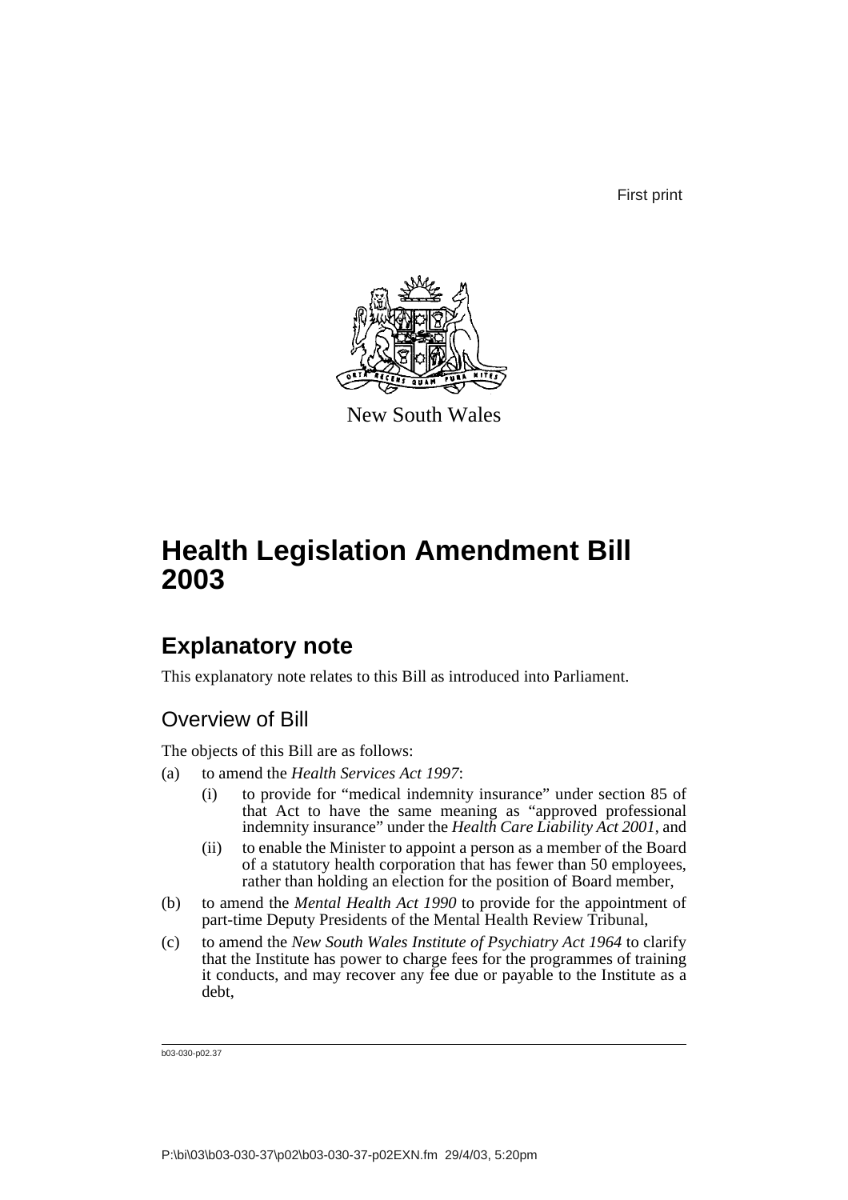First print

New South Wales

# Health Legislation Amendment Bill 2003

## Explanatory note

This explanatory note relates to this Bill as introduced into Parliament.

### Overview of Bill

The objects of this Bill are as follows:

(a) to amend the *Health Services Act 1997*:

  (i) to provide for "medical indemnity insurance" under section 85 of that Act to have the same meaning as "approved professional indemnity insurance" under the *Health Care Liability Act 2001*, and

  (ii) to enable the Minister to appoint a person as a member of the Board of a statutory health corporation that has fewer than 50 employees, rather than holding an election for the position of Board member,

(b) to amend the *Mental Health Act 1990* to provide for the appointment of part-time Deputy Presidents of the Mental Health Review Tribunal,

(c) to amend the *New South Wales Institute of Psychiatry Act 1964* to clarify that the Institute has power to charge fees for the programmes of training it conducts, and may recover any fee due or payable to the Institute as a debt,

b03-030-p02.37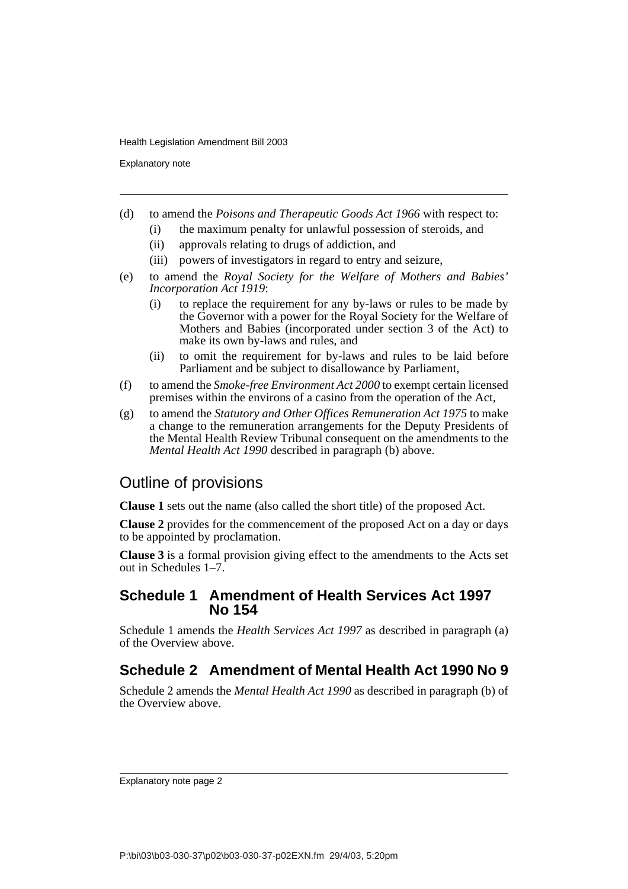(d) to amend the *Poisons and Therapeutic Goods Act 1966* with respect to:

   (i) the maximum penalty for unlawful possession of steroids, and

   (ii) approvals relating to drugs of addiction, and

   (iii) powers of investigators in regard to entry and seizure,

(e) to amend the *Royal Society for the Welfare of Mothers and Babies' Incorporation Act 1919*:

   (i) to replace the requirement for any by-laws or rules to be made by the Governor with a power for the Royal Society for the Welfare of Mothers and Babies (incorporated under section 3 of the Act) to make its own by-laws and rules, and

   (ii) to omit the requirement for by-laws and rules to be laid before Parliament and be subject to disallowance by Parliament,

(f) to amend the *Smoke-free Environment Act 2000* to exempt certain licensed premises within the environs of a casino from the operation of the Act,

(g) to amend the *Statutory and Other Offices Remuneration Act 1975* to make a change to the remuneration arrangements for the Deputy Presidents of the Mental Health Review Tribunal consequent on the amendments to the *Mental Health Act 1990* described in paragraph (b) above.

## Outline of provisions

**Clause 1** sets out the name (also called the short title) of the proposed Act.

**Clause 2** provides for the commencement of the proposed Act on a day or days to be appointed by proclamation.

**Clause 3** is a formal provision giving effect to the amendments to the Acts set out in Schedules 1–7.

### Schedule 1 Amendment of Health Services Act 1997 No 154

Schedule 1 amends the *Health Services Act 1997* as described in paragraph (a) of the Overview above.

### Schedule 2 Amendment of Mental Health Act 1990 No 9

Schedule 2 amends the *Mental Health Act 1990* as described in paragraph (b) of the Overview above.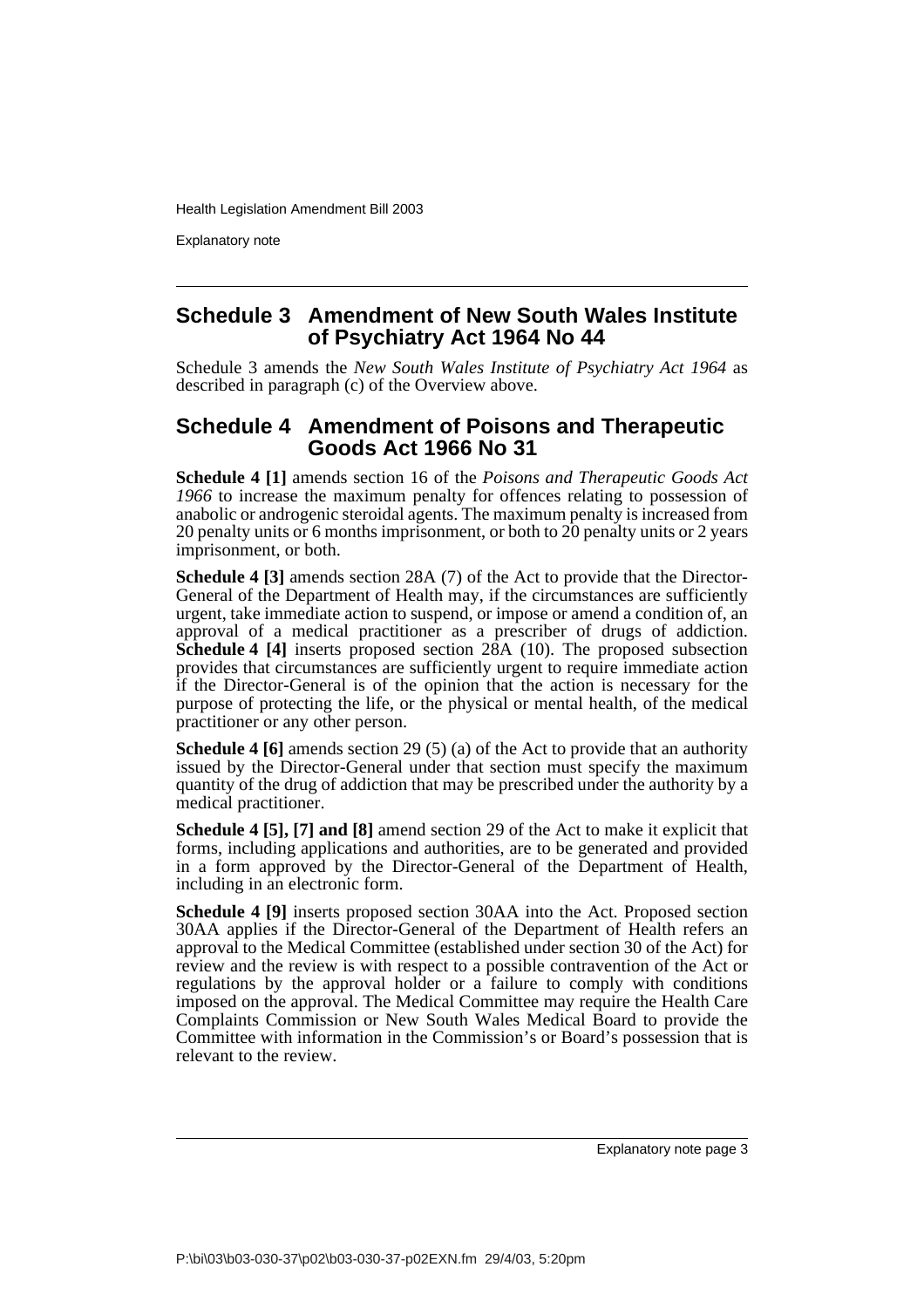## Schedule 3 Amendment of New South Wales Institute of Psychiatry Act 1964 No 44

Schedule 3 amends the *New South Wales Institute of Psychiatry Act 1964* as described in paragraph (c) of the Overview above.

## Schedule 4 Amendment of Poisons and Therapeutic Goods Act 1966 No 31

**Schedule 4 [1]** amends section 16 of the *Poisons and Therapeutic Goods Act 1966* to increase the maximum penalty for offences relating to possession of anabolic or androgenic steroidal agents. The maximum penalty is increased from 20 penalty units or 6 months imprisonment, or both to 20 penalty units or 2 years imprisonment, or both.

**Schedule 4 [3]** amends section 28A (7) of the Act to provide that the Director-General of the Department of Health may, if the circumstances are sufficiently urgent, take immediate action to suspend, or impose or amend a condition of, an approval of a medical practitioner as a prescriber of drugs of addiction. **Schedule 4 [4]** inserts proposed section 28A (10). The proposed subsection provides that circumstances are sufficiently urgent to require immediate action if the Director-General is of the opinion that the action is necessary for the purpose of protecting the life, or the physical or mental health, of the medical practitioner or any other person.

**Schedule 4 [6]** amends section 29 (5) (a) of the Act to provide that an authority issued by the Director-General under that section must specify the maximum quantity of the drug of addiction that may be prescribed under the authority by a medical practitioner.

**Schedule 4 [5], [7] and [8]** amend section 29 of the Act to make it explicit that forms, including applications and authorities, are to be generated and provided in a form approved by the Director-General of the Department of Health, including in an electronic form.

**Schedule 4 [9]** inserts proposed section 30AA into the Act. Proposed section 30AA applies if the Director-General of the Department of Health refers an approval to the Medical Committee (established under section 30 of the Act) for review and the review is with respect to a possible contravention of the Act or regulations by the approval holder or a failure to comply with conditions imposed on the approval. The Medical Committee may require the Health Care Complaints Commission or New South Wales Medical Board to provide the Committee with information in the Commission's or Board's possession that is relevant to the review.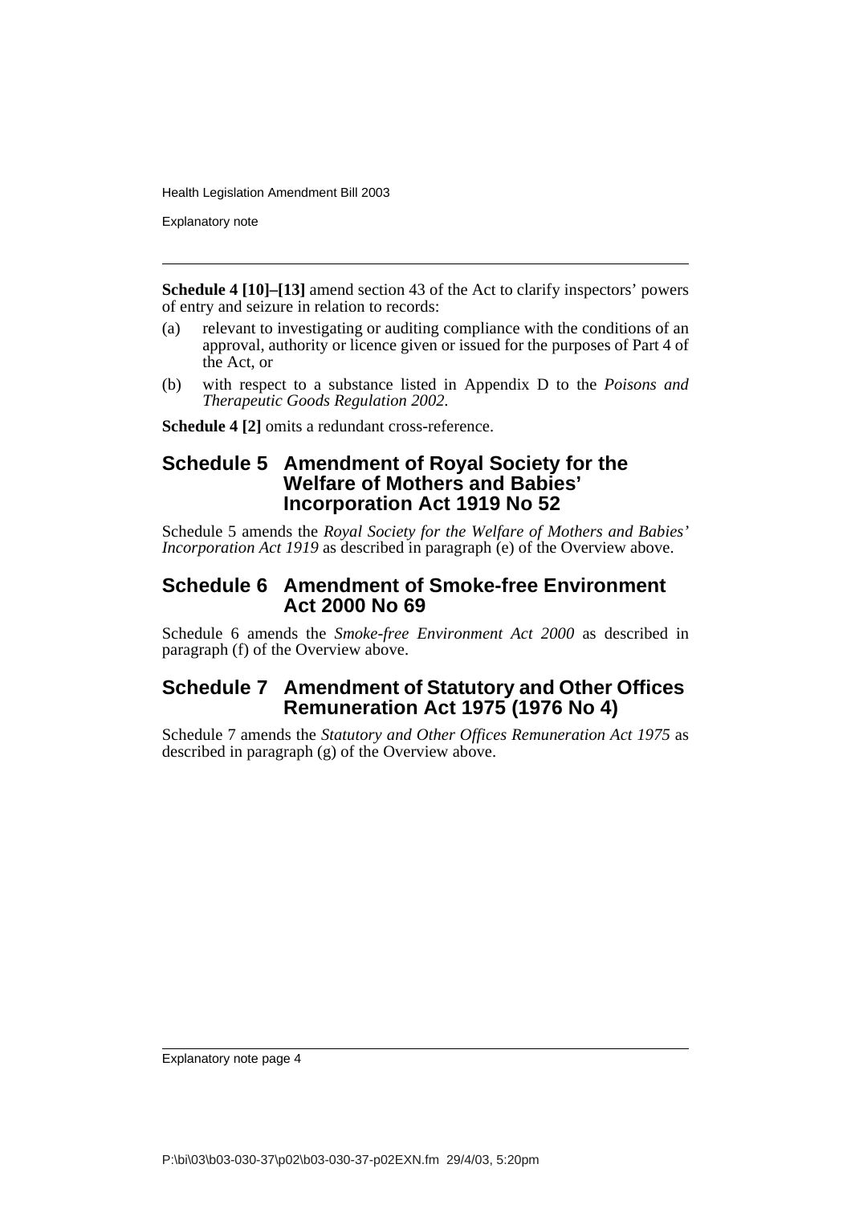**Schedule 4 [10]–[13]** amend section 43 of the Act to clarify inspectors' powers of entry and seizure in relation to records:

(a) relevant to investigating or auditing compliance with the conditions of an approval, authority or licence given or issued for the purposes of Part 4 of the Act, or

(b) with respect to a substance listed in Appendix D to the *Poisons and Therapeutic Goods Regulation 2002*.

**Schedule 4 [2]** omits a redundant cross-reference.

## Schedule 5 Amendment of Royal Society for the Welfare of Mothers and Babies' Incorporation Act 1919 No 52

Schedule 5 amends the *Royal Society for the Welfare of Mothers and Babies' Incorporation Act 1919* as described in paragraph (e) of the Overview above.

## Schedule 6 Amendment of Smoke-free Environment Act 2000 No 69

Schedule 6 amends the *Smoke-free Environment Act 2000* as described in paragraph (f) of the Overview above.

## Schedule 7 Amendment of Statutory and Other Offices Remuneration Act 1975 (1976 No 4)

Schedule 7 amends the *Statutory and Other Offices Remuneration Act 1975* as described in paragraph (g) of the Overview above.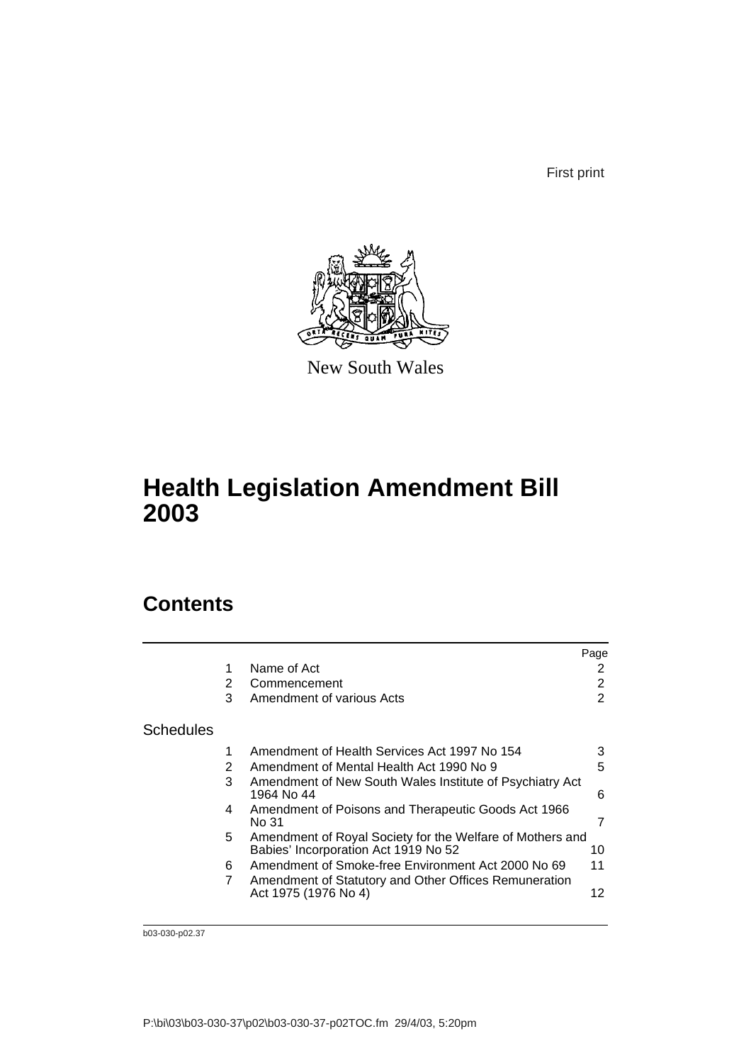First print

New South Wales

# Health Legislation Amendment Bill 2003

## Contents

| | | | Page |
|---|---|---|---|
| | 1 | Name of Act | 2 |
| | 2 | Commencement | 2 |
| | 3 | Amendment of various Acts | 2 |
| Schedules | | | |
| | 1 | Amendment of Health Services Act 1997 No 154 | 3 |
| | 2 | Amendment of Mental Health Act 1990 No 9 | 5 |
| | 3 | Amendment of New South Wales Institute of Psychiatry Act 1964 No 44 | 6 |
| | 4 | Amendment of Poisons and Therapeutic Goods Act 1966 No 31 | 7 |
| | 5 | Amendment of Royal Society for the Welfare of Mothers and Babies' Incorporation Act 1919 No 52 | 10 |
| | 6 | Amendment of Smoke-free Environment Act 2000 No 69 | 11 |
| | 7 | Amendment of Statutory and Other Offices Remuneration Act 1975 (1976 No 4) | 12 |

b03-030-p02.37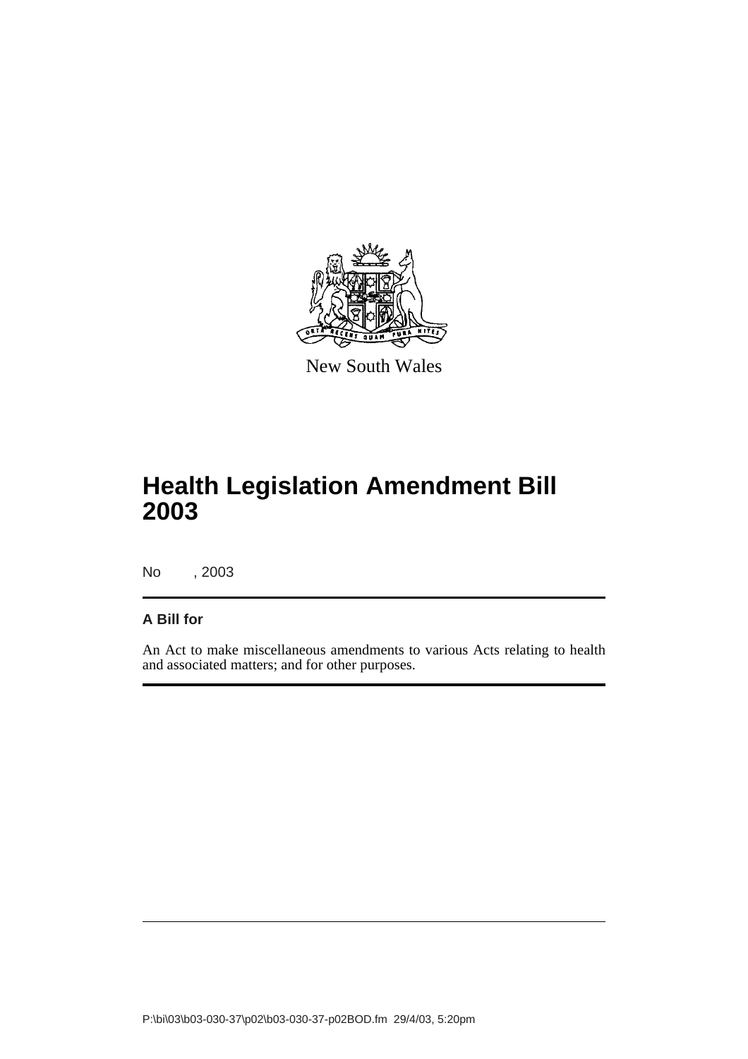New South Wales

# Health Legislation Amendment Bill 2003

No , 2003

**A Bill for**

An Act to make miscellaneous amendments to various Acts relating to health and associated matters; and for other purposes.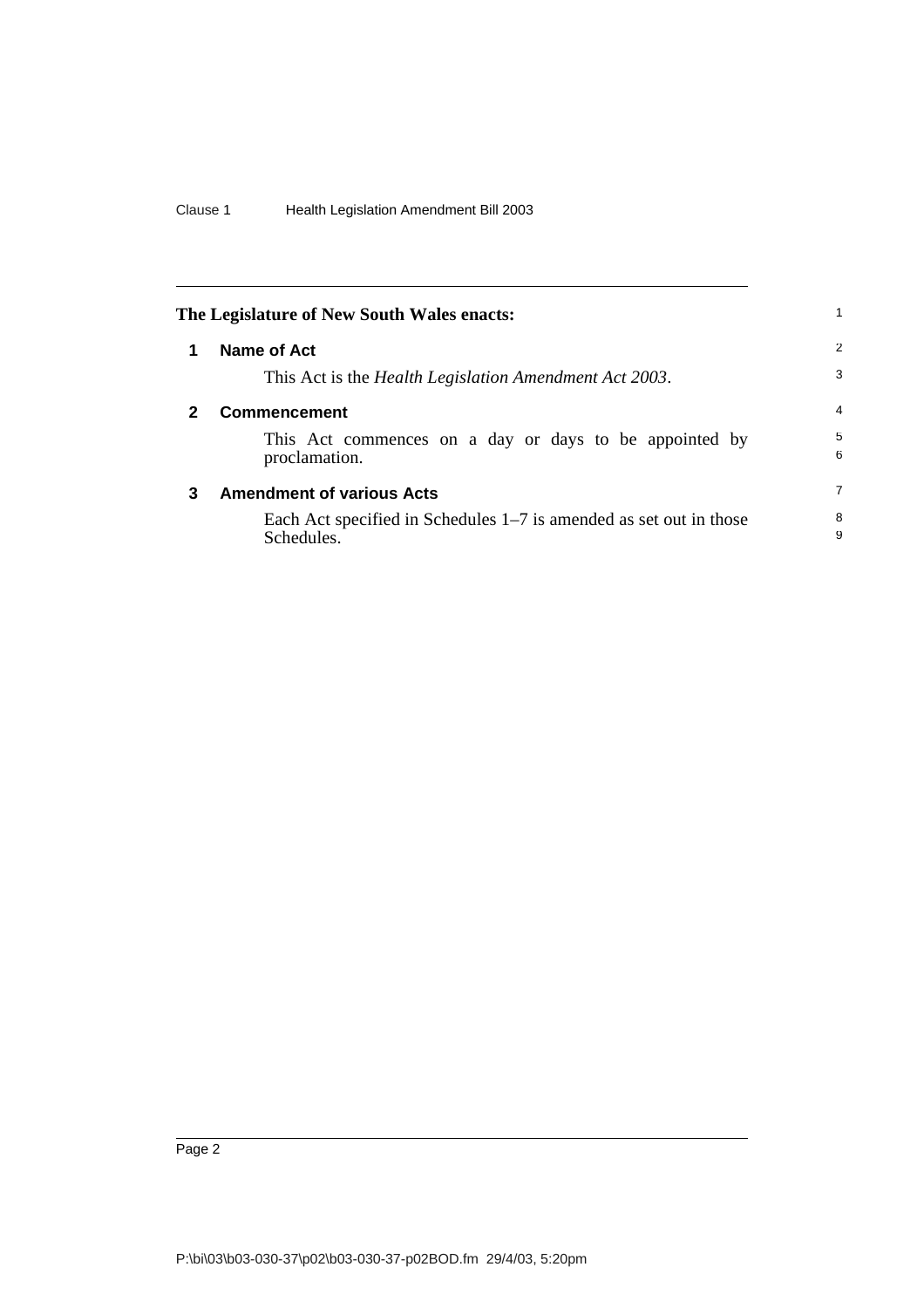**The Legislature of New South Wales enacts:**

## 1 Name of Act

This Act is the *Health Legislation Amendment Act 2003*.

## 2 Commencement

This Act commences on a day or days to be appointed by proclamation.

## 3 Amendment of various Acts

Each Act specified in Schedules 1–7 is amended as set out in those Schedules.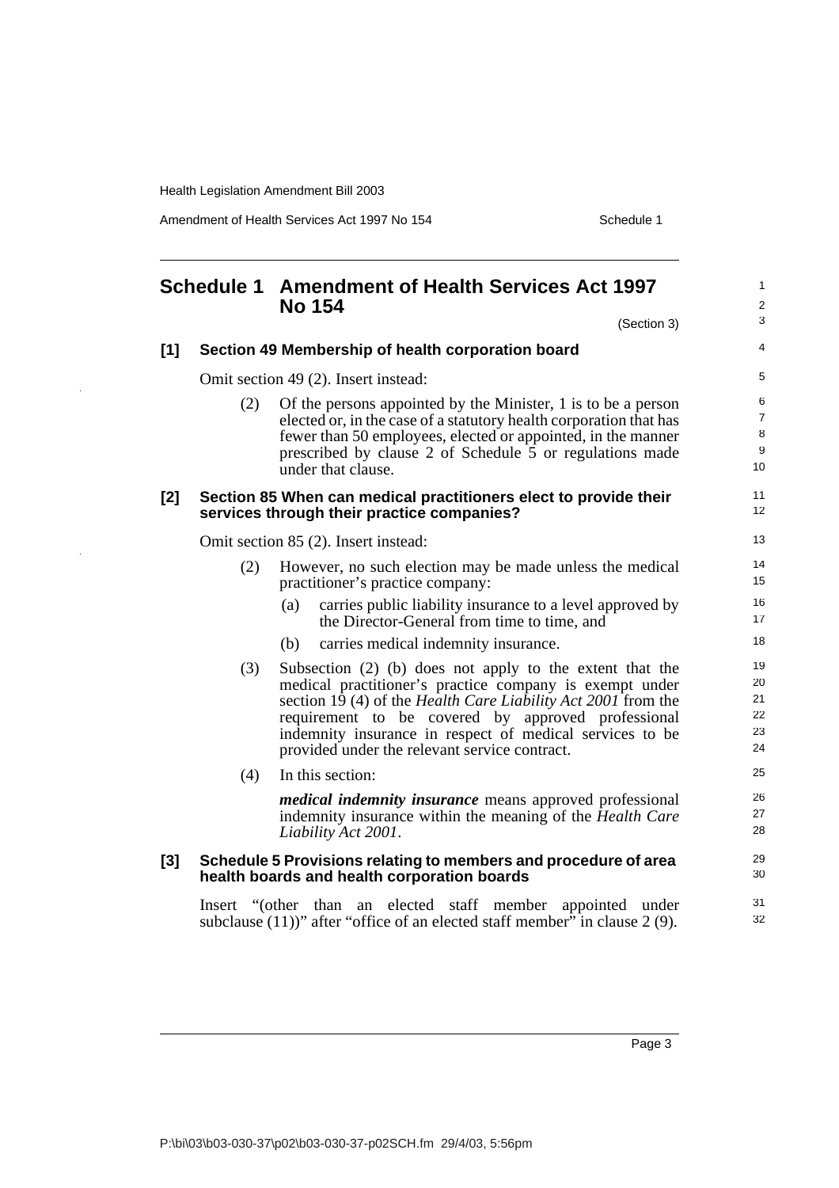## Schedule 1 Amendment of Health Services Act 1997 No 154

(Section 3)

### [1] Section 49 Membership of health corporation board

Omit section 49 (2). Insert instead:

(2) Of the persons appointed by the Minister, 1 is to be a person elected or, in the case of a statutory health corporation that has fewer than 50 employees, elected or appointed, in the manner prescribed by clause 2 of Schedule 5 or regulations made under that clause.

### [2] Section 85 When can medical practitioners elect to provide their services through their practice companies?

Omit section 85 (2). Insert instead:

(2) However, no such election may be made unless the medical practitioner's practice company:

(a) carries public liability insurance to a level approved by the Director-General from time to time, and

(b) carries medical indemnity insurance.

(3) Subsection (2) (b) does not apply to the extent that the medical practitioner's practice company is exempt under section 19 (4) of the *Health Care Liability Act 2001* from the requirement to be covered by approved professional indemnity insurance in respect of medical services to be provided under the relevant service contract.

(4) In this section:

***medical indemnity insurance*** means approved professional indemnity insurance within the meaning of the *Health Care Liability Act 2001*.

### [3] Schedule 5 Provisions relating to members and procedure of area health boards and health corporation boards

Insert "(other than an elected staff member appointed under subclause (11))" after "office of an elected staff member" in clause 2 (9).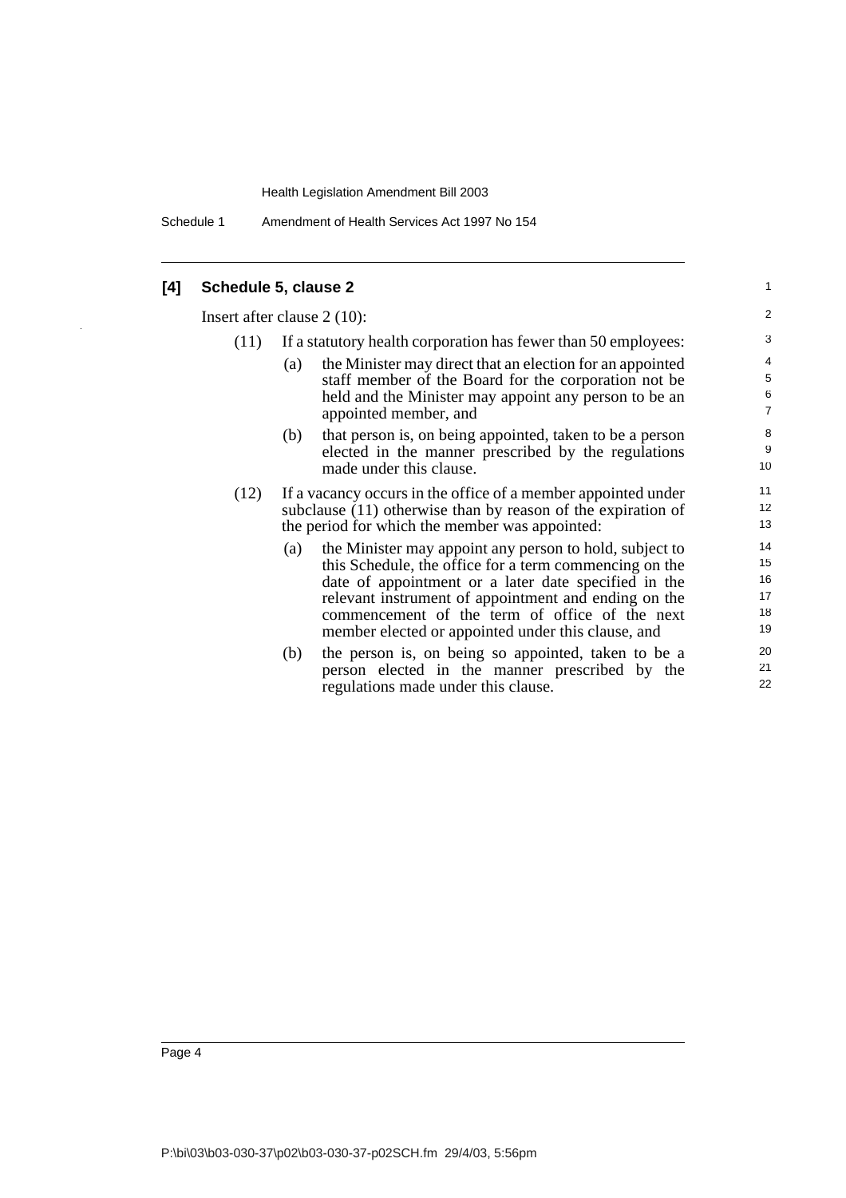### [4] Schedule 5, clause 2

Insert after clause 2 (10):

(11) If a statutory health corporation has fewer than 50 employees:

(a) the Minister may direct that an election for an appointed staff member of the Board for the corporation not be held and the Minister may appoint any person to be an appointed member, and

(b) that person is, on being appointed, taken to be a person elected in the manner prescribed by the regulations made under this clause.

(12) If a vacancy occurs in the office of a member appointed under subclause (11) otherwise than by reason of the expiration of the period for which the member was appointed:

(a) the Minister may appoint any person to hold, subject to this Schedule, the office for a term commencing on the date of appointment or a later date specified in the relevant instrument of appointment and ending on the commencement of the term of office of the next member elected or appointed under this clause, and

(b) the person is, on being so appointed, taken to be a person elected in the manner prescribed by the regulations made under this clause.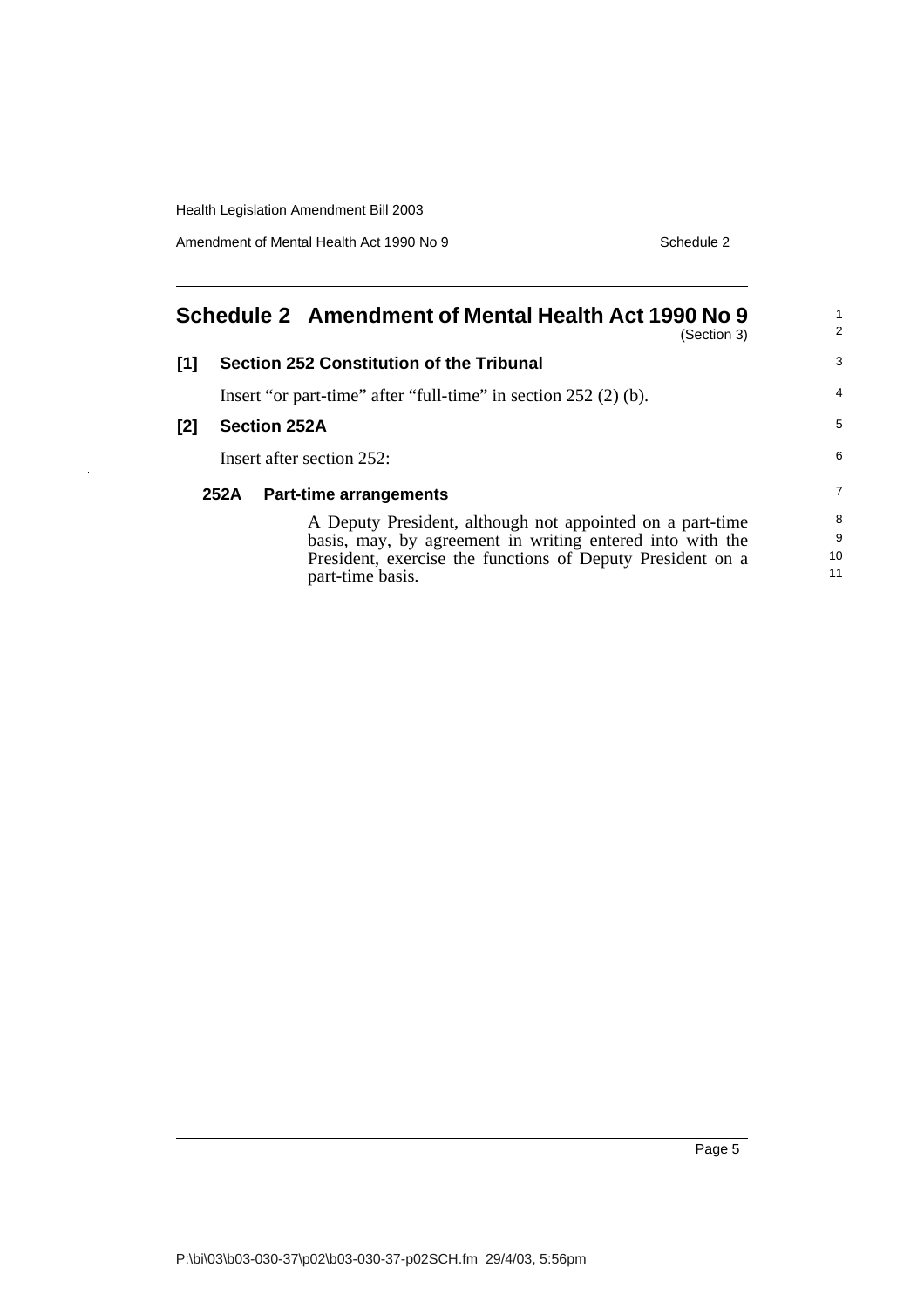# Schedule 2 Amendment of Mental Health Act 1990 No 9

(Section 3)

## [1] Section 252 Constitution of the Tribunal

Insert "or part-time" after "full-time" in section 252 (2) (b).

## [2] Section 252A

Insert after section 252:

### 252A Part-time arrangements

A Deputy President, although not appointed on a part-time basis, may, by agreement in writing entered into with the President, exercise the functions of Deputy President on a part-time basis.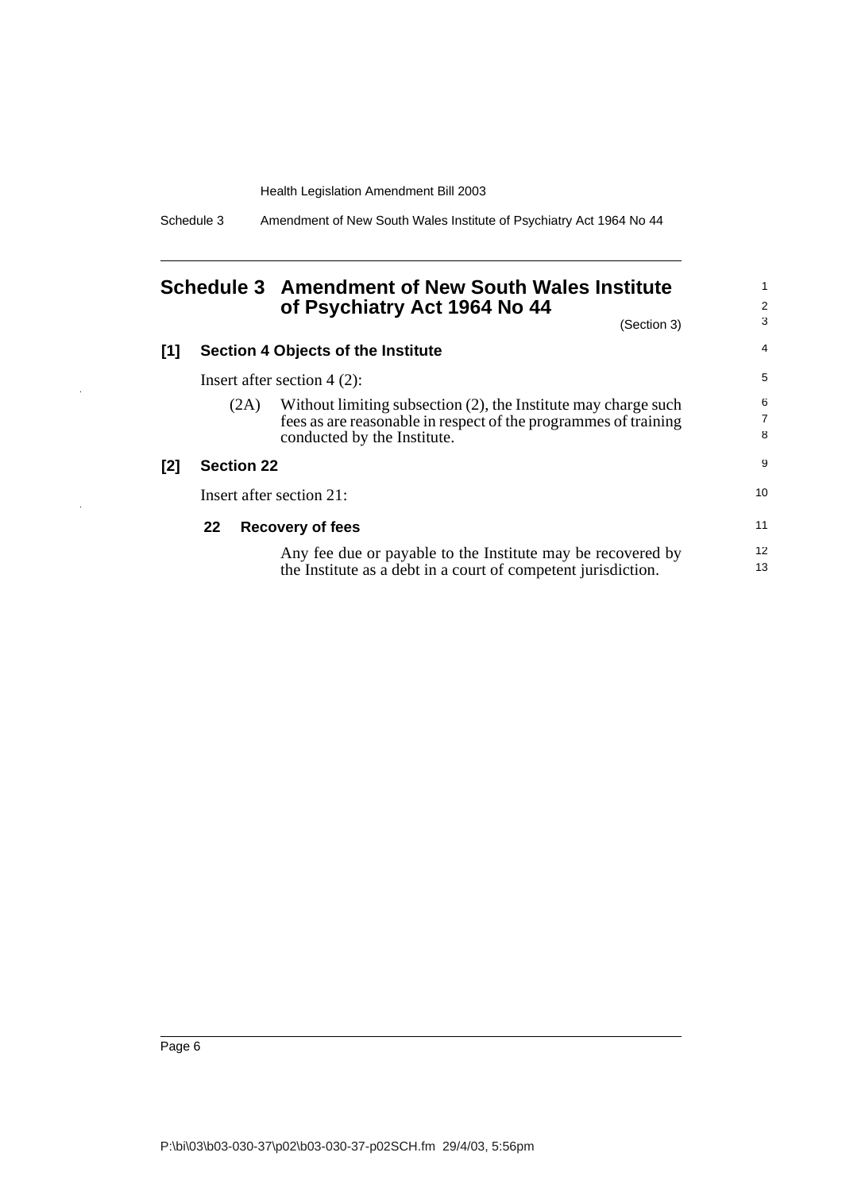# Schedule 3 Amendment of New South Wales Institute of Psychiatry Act 1964 No 44

(Section 3)

## [1] Section 4 Objects of the Institute

Insert after section 4 (2):

(2A) Without limiting subsection (2), the Institute may charge such fees as are reasonable in respect of the programmes of training conducted by the Institute.

## [2] Section 22

Insert after section 21:

### 22 Recovery of fees

Any fee due or payable to the Institute may be recovered by the Institute as a debt in a court of competent jurisdiction.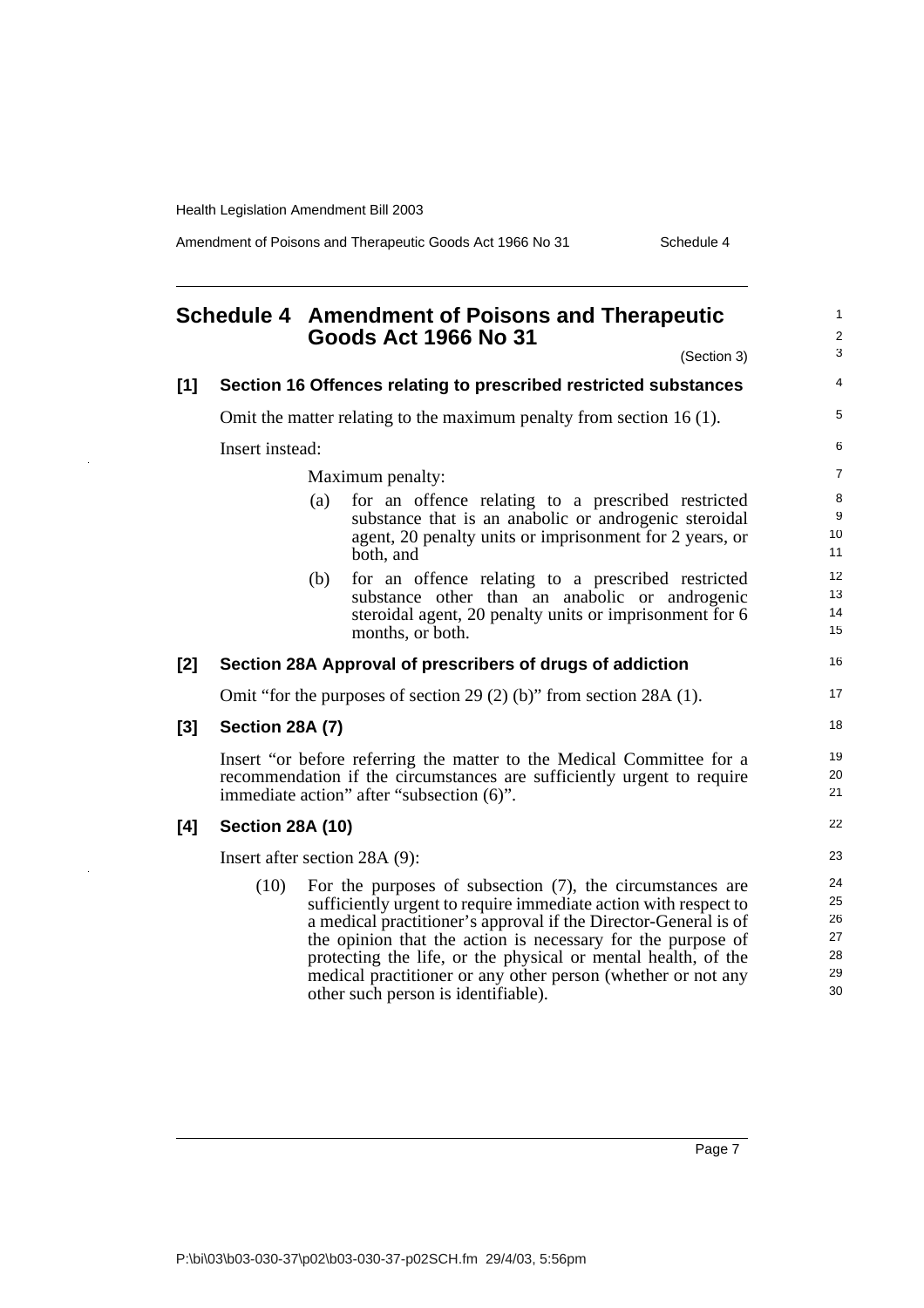# Schedule 4 Amendment of Poisons and Therapeutic Goods Act 1966 No 31

(Section 3)

**[1] Section 16 Offences relating to prescribed restricted substances**

Omit the matter relating to the maximum penalty from section 16 (1).

Insert instead:

Maximum penalty:

(a) for an offence relating to a prescribed restricted substance that is an anabolic or androgenic steroidal agent, 20 penalty units or imprisonment for 2 years, or both, and

(b) for an offence relating to a prescribed restricted substance other than an anabolic or androgenic steroidal agent, 20 penalty units or imprisonment for 6 months, or both.

**[2] Section 28A Approval of prescribers of drugs of addiction**

Omit "for the purposes of section 29 (2) (b)" from section 28A (1).

**[3] Section 28A (7)**

Insert "or before referring the matter to the Medical Committee for a recommendation if the circumstances are sufficiently urgent to require immediate action" after "subsection (6)".

**[4] Section 28A (10)**

Insert after section 28A (9):

(10) For the purposes of subsection (7), the circumstances are sufficiently urgent to require immediate action with respect to a medical practitioner's approval if the Director-General is of the opinion that the action is necessary for the purpose of protecting the life, or the physical or mental health, of the medical practitioner or any other person (whether or not any other such person is identifiable).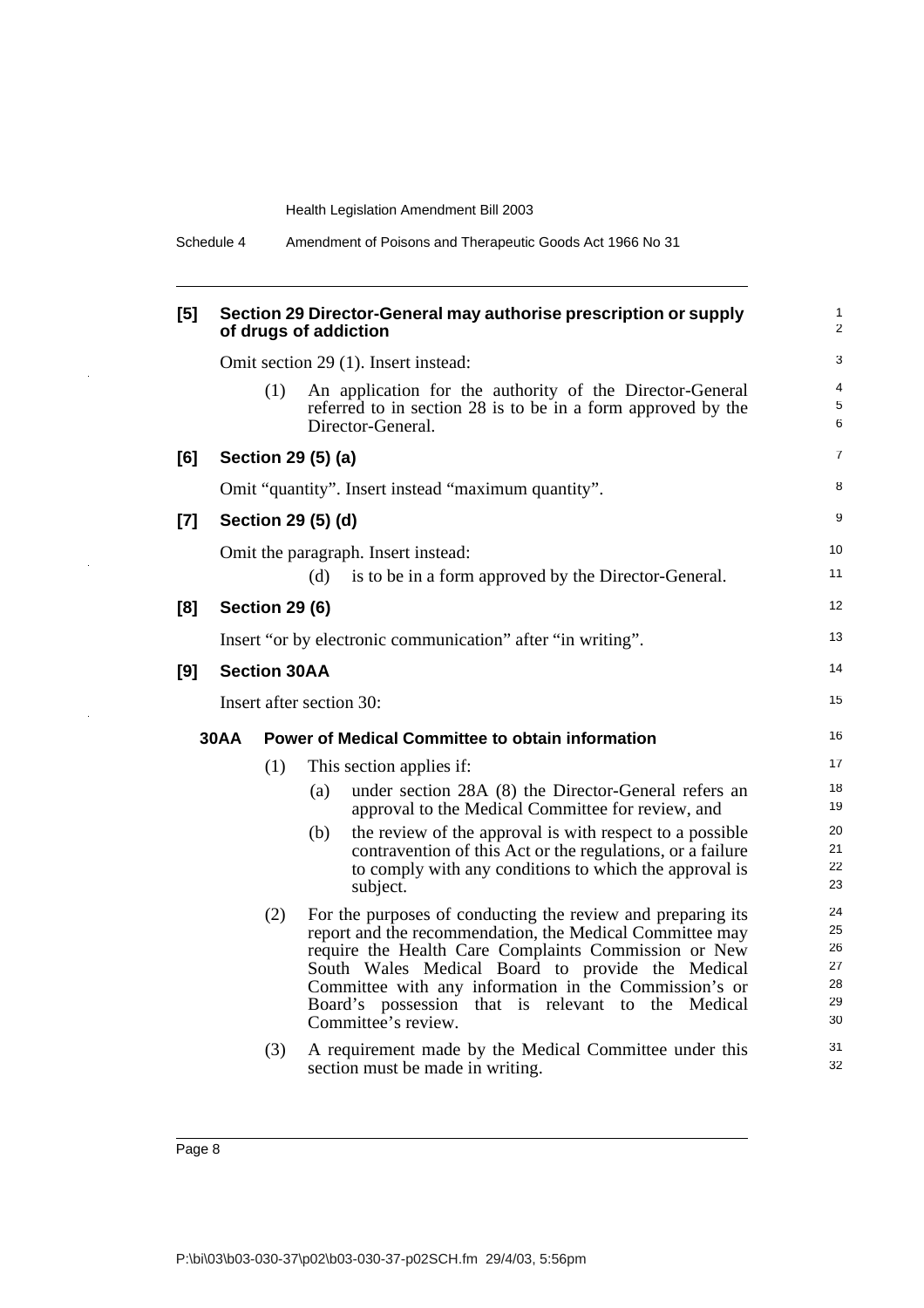**[5] Section 29 Director-General may authorise prescription or supply of drugs of addiction**

Omit section 29 (1). Insert instead:

(1) An application for the authority of the Director-General referred to in section 28 is to be in a form approved by the Director-General.

**[6] Section 29 (5) (a)**

Omit "quantity". Insert instead "maximum quantity".

**[7] Section 29 (5) (d)**

Omit the paragraph. Insert instead:

(d) is to be in a form approved by the Director-General.

**[8] Section 29 (6)**

Insert "or by electronic communication" after "in writing".

**[9] Section 30AA**

Insert after section 30:

**30AA Power of Medical Committee to obtain information**

(1) This section applies if:

(a) under section 28A (8) the Director-General refers an approval to the Medical Committee for review, and

(b) the review of the approval is with respect to a possible contravention of this Act or the regulations, or a failure to comply with any conditions to which the approval is subject.

(2) For the purposes of conducting the review and preparing its report and the recommendation, the Medical Committee may require the Health Care Complaints Commission or New South Wales Medical Board to provide the Medical Committee with any information in the Commission's or Board's possession that is relevant to the Medical Committee's review.

(3) A requirement made by the Medical Committee under this section must be made in writing.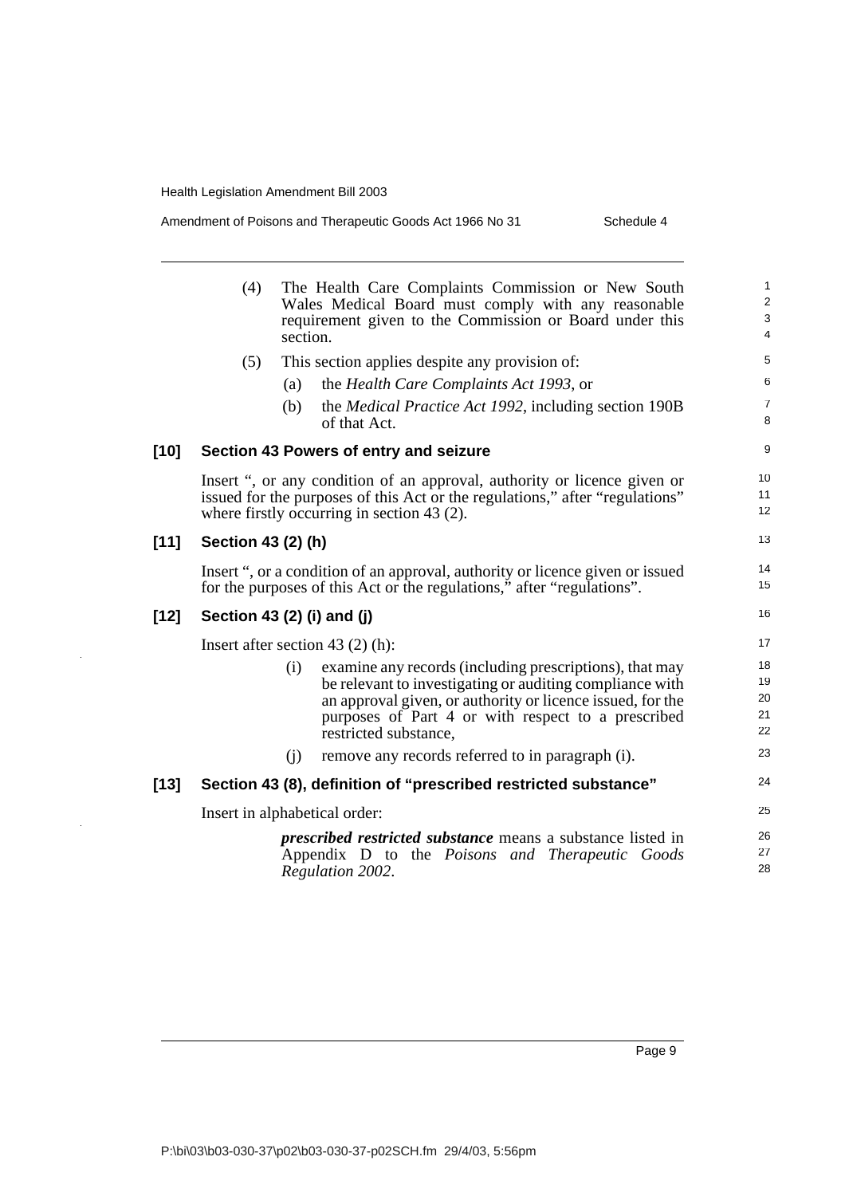(4) The Health Care Complaints Commission or New South Wales Medical Board must comply with any reasonable requirement given to the Commission or Board under this section.

(5) This section applies despite any provision of:

(a) the *Health Care Complaints Act 1993*, or

(b) the *Medical Practice Act 1992*, including section 190B of that Act.

### [10] Section 43 Powers of entry and seizure

Insert ", or any condition of an approval, authority or licence given or issued for the purposes of this Act or the regulations," after "regulations" where firstly occurring in section 43 (2).

### [11] Section 43 (2) (h)

Insert ", or a condition of an approval, authority or licence given or issued for the purposes of this Act or the regulations," after "regulations".

### [12] Section 43 (2) (i) and (j)

Insert after section 43 (2) (h):

(i) examine any records (including prescriptions), that may be relevant to investigating or auditing compliance with an approval given, or authority or licence issued, for the purposes of Part 4 or with respect to a prescribed restricted substance,

(j) remove any records referred to in paragraph (i).

### [13] Section 43 (8), definition of "prescribed restricted substance"

Insert in alphabetical order:

***prescribed restricted substance*** means a substance listed in Appendix D to the *Poisons and Therapeutic Goods Regulation 2002*.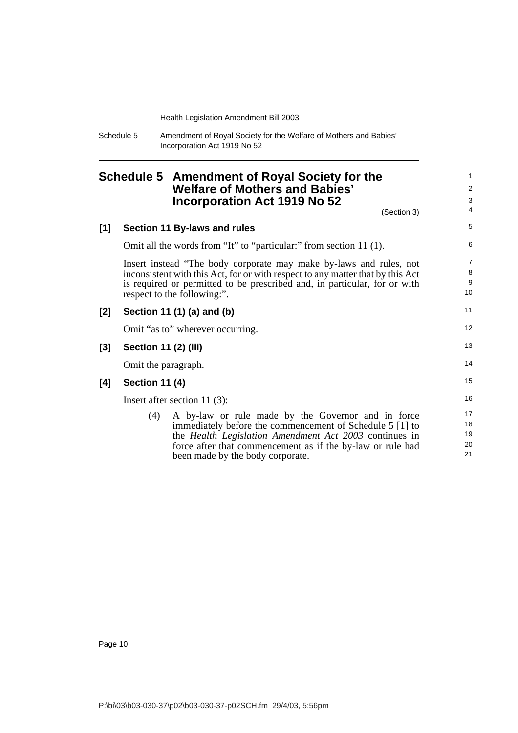# Schedule 5 Amendment of Royal Society for the Welfare of Mothers and Babies' Incorporation Act 1919 No 52

(Section 3)

### [1] Section 11 By-laws and rules

Omit all the words from "It" to "particular:" from section 11 (1).

Insert instead "The body corporate may make by-laws and rules, not inconsistent with this Act, for or with respect to any matter that by this Act is required or permitted to be prescribed and, in particular, for or with respect to the following:".

### [2] Section 11 (1) (a) and (b)

Omit "as to" wherever occurring.

### [3] Section 11 (2) (iii)

Omit the paragraph.

### [4] Section 11 (4)

Insert after section 11 (3):

> (4) A by-law or rule made by the Governor and in force immediately before the commencement of Schedule 5 [1] to the *Health Legislation Amendment Act 2003* continues in force after that commencement as if the by-law or rule had been made by the body corporate.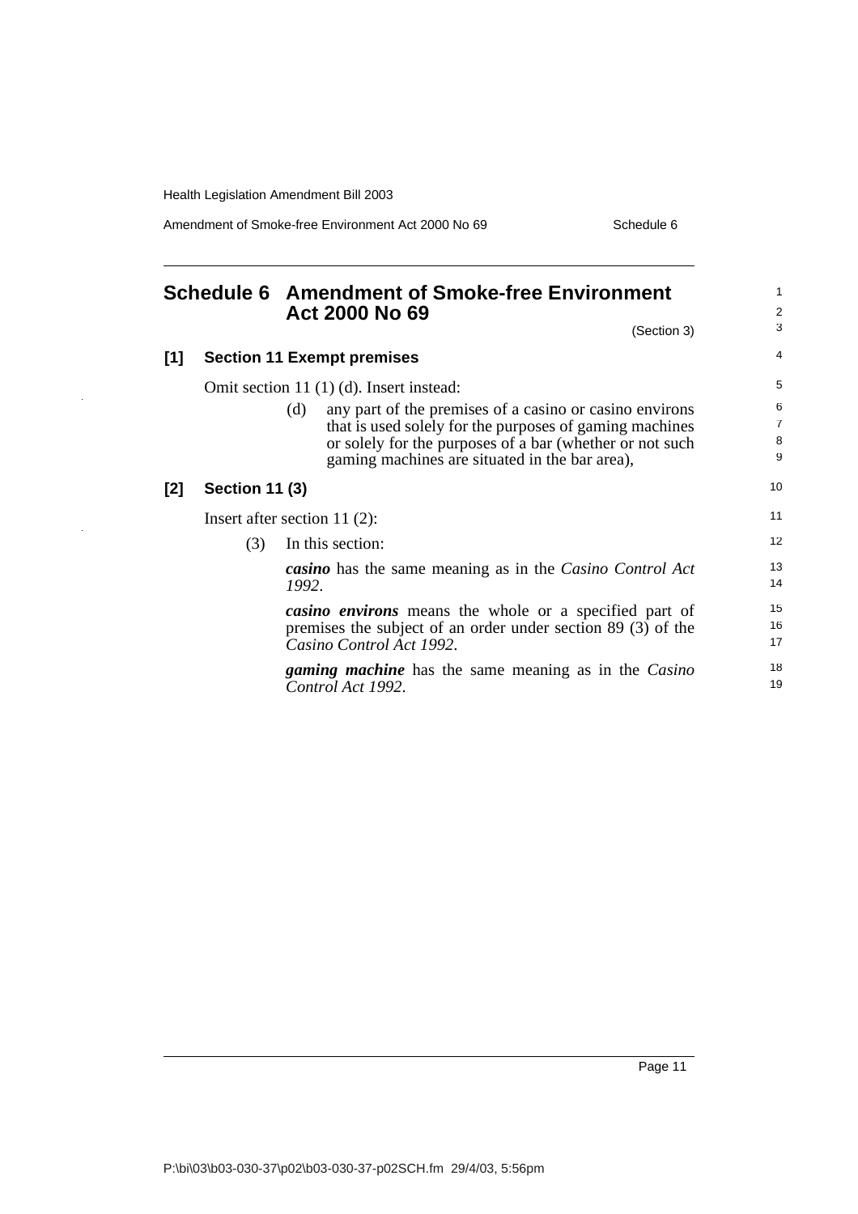# Schedule 6 Amendment of Smoke-free Environment Act 2000 No 69

(Section 3)

## [1] Section 11 Exempt premises

Omit section 11 (1) (d). Insert instead:

(d) any part of the premises of a casino or casino environs that is used solely for the purposes of gaming machines or solely for the purposes of a bar (whether or not such gaming machines are situated in the bar area),

## [2] Section 11 (3)

Insert after section 11 (2):

(3) In this section:

***casino*** has the same meaning as in the *Casino Control Act 1992*.

***casino environs*** means the whole or a specified part of premises the subject of an order under section 89 (3) of the *Casino Control Act 1992*.

***gaming machine*** has the same meaning as in the *Casino Control Act 1992*.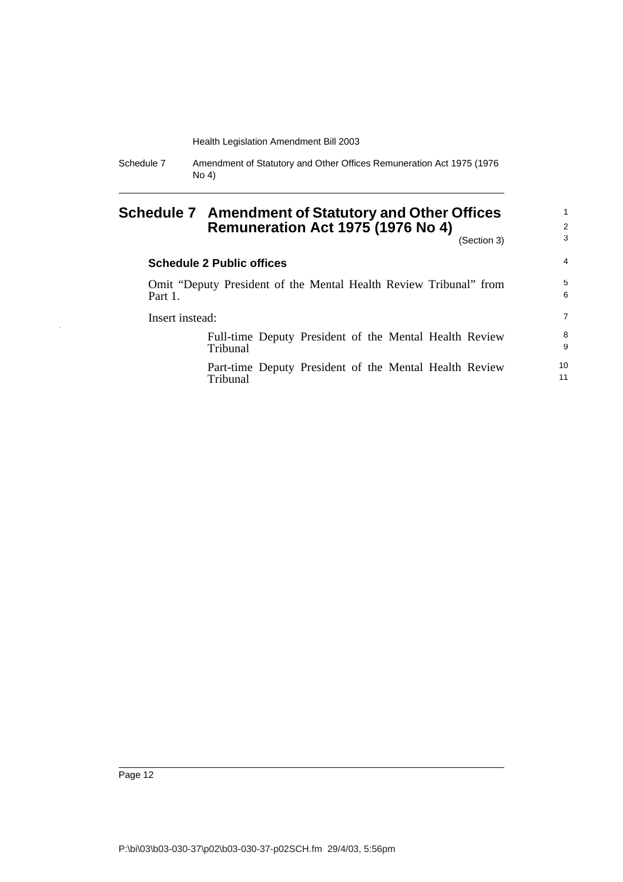# Schedule 7 Amendment of Statutory and Other Offices Remuneration Act 1975 (1976 No 4)

(Section 3)

### Schedule 2 Public offices

Omit "Deputy President of the Mental Health Review Tribunal" from Part 1.

Insert instead:

> Full-time Deputy President of the Mental Health Review Tribunal
>
> Part-time Deputy President of the Mental Health Review Tribunal